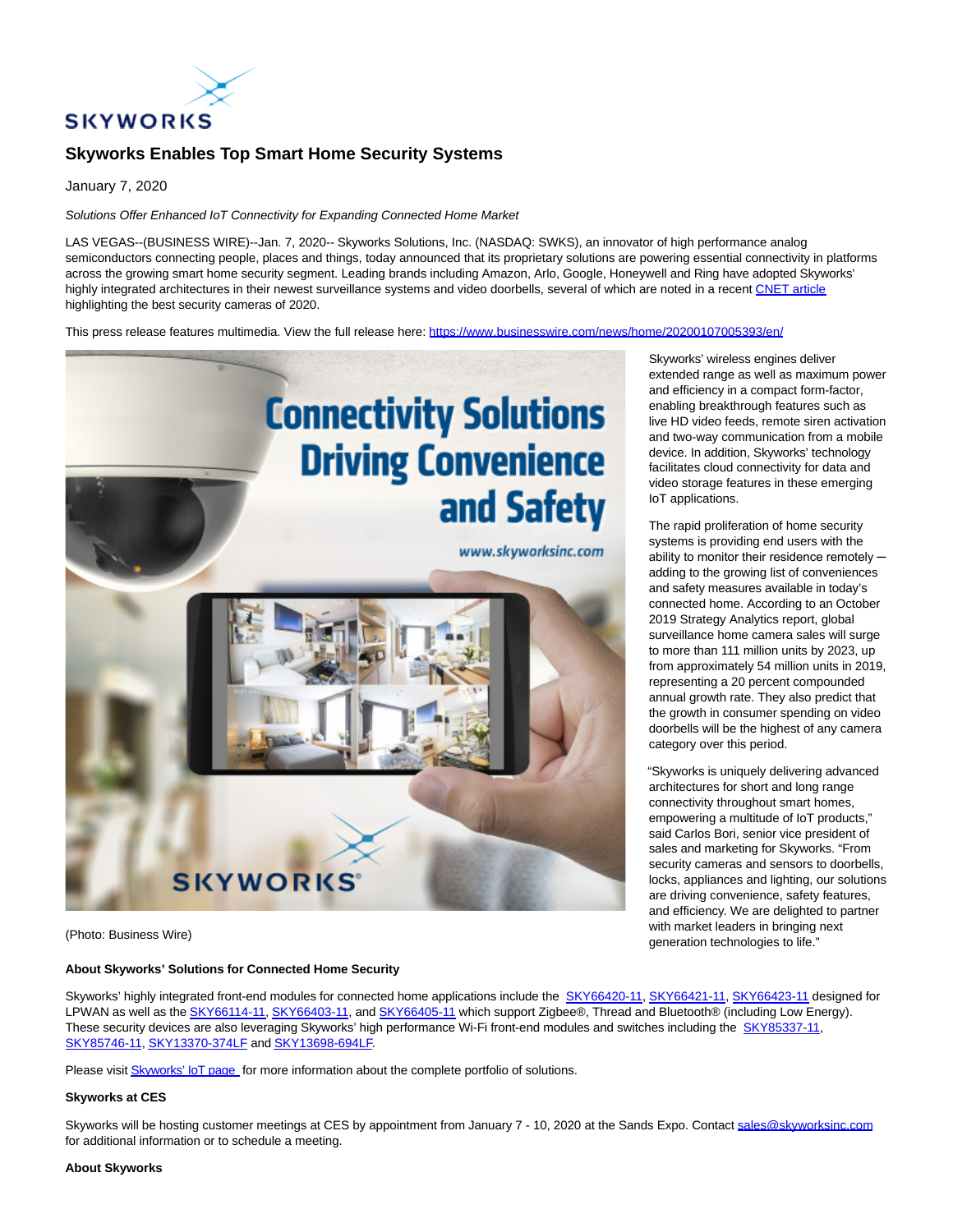# Skyworks Enables Top Smart Home Security Systems

January 7, 2020

*Solutions Offer Enhanced IoT Connectivity for Expanding Connected Home Market*

LAS VEGAS--(BUSINESS WIRE)--Jan. 7, 2020-- Skyworks Solutions, Inc. (NASDAQ: SWKS), an innovator of high performance analog semiconductors connecting people, places and things, today announced that its proprietary solutions are powering essential connectivity in platforms across the growing smart home security segment. Leading brands including Amazon, Arlo, Google, Honeywell and Ring have adopted Skyworks' highly integrated architectures in their newest surveillance systems and video doorbells, several of which are noted in a recent CNET article highlighting the best security cameras of 2020.

This press release features multimedia. View the full release here: https://www.businesswire.com/news/home/20200107005393/en/

(Photo: Business Wire)

Skyworks' wireless engines deliver extended range as well as maximum power and efficiency in a compact form-factor, enabling breakthrough features such as live HD video feeds, remote siren activation and two-way communication from a mobile device. In addition, Skyworks' technology facilitates cloud connectivity for data and video storage features in these emerging IoT applications.

The rapid proliferation of home security systems is providing end users with the ability to monitor their residence remotely – adding to the growing list of conveniences and safety measures available in today's connected home. According to an October 2019 Strategy Analytics report, global surveillance home camera sales will surge to more than 111 million units by 2023, up from approximately 54 million units in 2019, representing a 20 percent compounded annual growth rate. They also predict that the growth in consumer spending on video doorbells will be the highest of any camera category over this period.

"Skyworks is uniquely delivering advanced architectures for short and long range connectivity throughout smart homes, empowering a multitude of IoT products," said Carlos Bori, senior vice president of sales and marketing for Skyworks. "From security cameras and sensors to doorbells, locks, appliances and lighting, our solutions are driving convenience, safety features, and efficiency. We are delighted to partner with market leaders in bringing next generation technologies to life."

**About Skyworks' Solutions for Connected Home Security**

Skyworks' highly integrated front-end modules for connected home applications include the SKY66420-11, SKY66421-11, SKY66423-11 designed for LPWAN as well as the SKY66114-11, SKY66403-11, and SKY66405-11 which support Zigbee®, Thread and Bluetooth® (including Low Energy). These security devices are also leveraging Skyworks' high performance Wi-Fi front-end modules and switches including the SKY85337-11, SKY85746-11, SKY13370-374LF and SKY13698-694LF.

Please visit Skyworks' IoT page for more information about the complete portfolio of solutions.

**Skyworks at CES**

Skyworks will be hosting customer meetings at CES by appointment from January 7 - 10, 2020 at the Sands Expo. Contact sales@skyworksinc.com for additional information or to schedule a meeting.

**About Skyworks**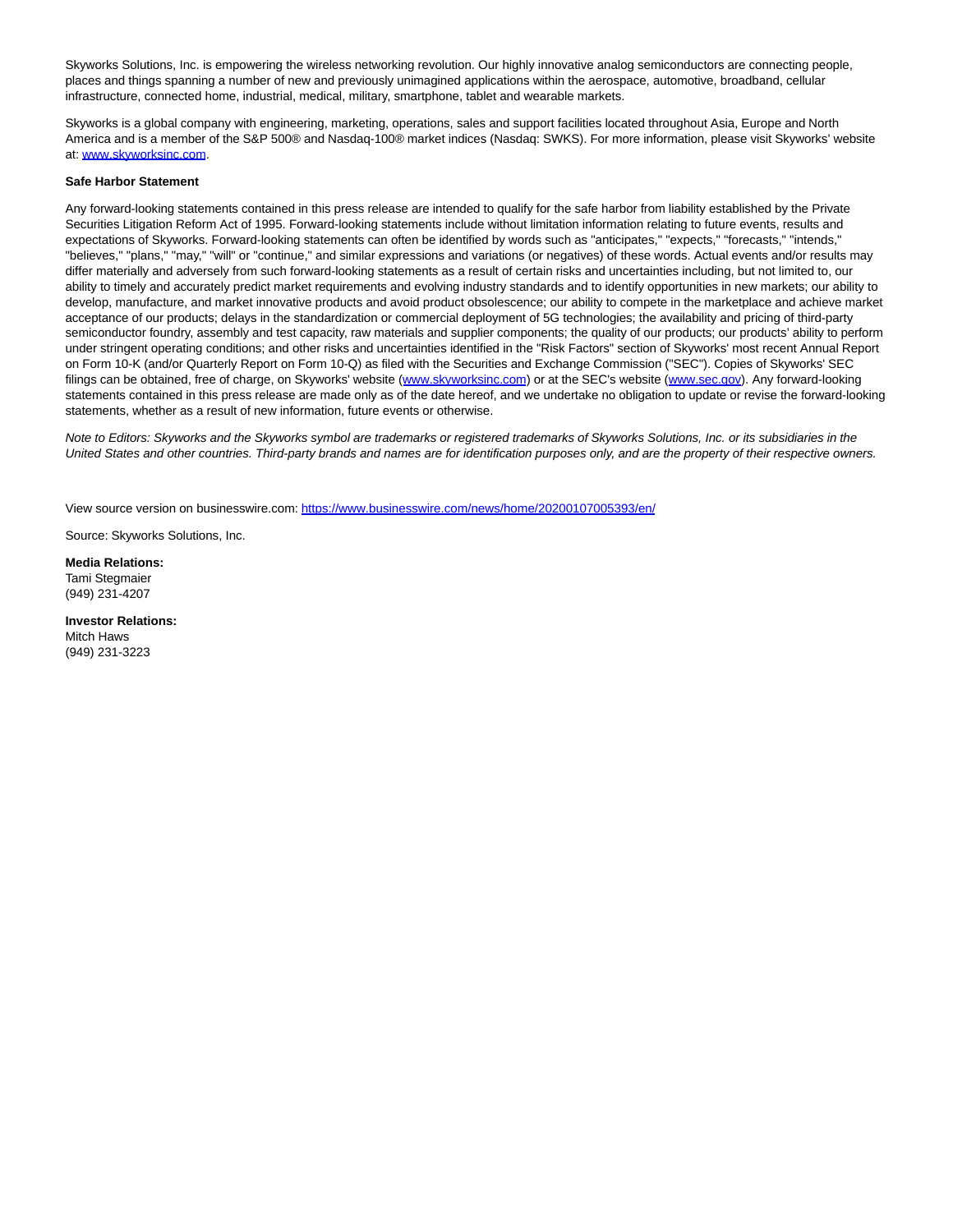Skyworks Solutions, Inc. is empowering the wireless networking revolution. Our highly innovative analog semiconductors are connecting people, places and things spanning a number of new and previously unimagined applications within the aerospace, automotive, broadband, cellular infrastructure, connected home, industrial, medical, military, smartphone, tablet and wearable markets.

Skyworks is a global company with engineering, marketing, operations, sales and support facilities located throughout Asia, Europe and North America and is a member of the S&P 500® and Nasdaq-100® market indices (Nasdaq: SWKS). For more information, please visit Skyworks' website at: [www.skyworksinc.com](http://www.skyworksinc.com).

**Safe Harbor Statement**

Any forward-looking statements contained in this press release are intended to qualify for the safe harbor from liability established by the Private Securities Litigation Reform Act of 1995. Forward-looking statements include without limitation information relating to future events, results and expectations of Skyworks. Forward-looking statements can often be identified by words such as "anticipates," "expects," "forecasts," "intends," "believes," "plans," "may," "will" or "continue," and similar expressions and variations (or negatives) of these words. Actual events and/or results may differ materially and adversely from such forward-looking statements as a result of certain risks and uncertainties including, but not limited to, our ability to timely and accurately predict market requirements and evolving industry standards and to identify opportunities in new markets; our ability to develop, manufacture, and market innovative products and avoid product obsolescence; our ability to compete in the marketplace and achieve market acceptance of our products; delays in the standardization or commercial deployment of 5G technologies; the availability and pricing of third-party semiconductor foundry, assembly and test capacity, raw materials and supplier components; the quality of our products; our products' ability to perform under stringent operating conditions; and other risks and uncertainties identified in the "Risk Factors" section of Skyworks' most recent Annual Report on Form 10-K (and/or Quarterly Report on Form 10-Q) as filed with the Securities and Exchange Commission ("SEC"). Copies of Skyworks' SEC filings can be obtained, free of charge, on Skyworks' website ([www.skyworksinc.com](http://www.skyworksinc.com)) or at the SEC's website ([www.sec.gov](http://www.sec.gov)). Any forward-looking statements contained in this press release are made only as of the date hereof, and we undertake no obligation to update or revise the forward-looking statements, whether as a result of new information, future events or otherwise.

*Note to Editors: Skyworks and the Skyworks symbol are trademarks or registered trademarks of Skyworks Solutions, Inc. or its subsidiaries in the United States and other countries. Third-party brands and names are for identification purposes only, and are the property of their respective owners.*

View source version on businesswire.com: [https://www.businesswire.com/news/home/20200107005393/en/](https://www.businesswire.com/news/home/20200107005393/en/)

Source: Skyworks Solutions, Inc.

**Media Relations:**
Tami Stegmaier
(949) 231-4207

**Investor Relations:**
Mitch Haws
(949) 231-3223